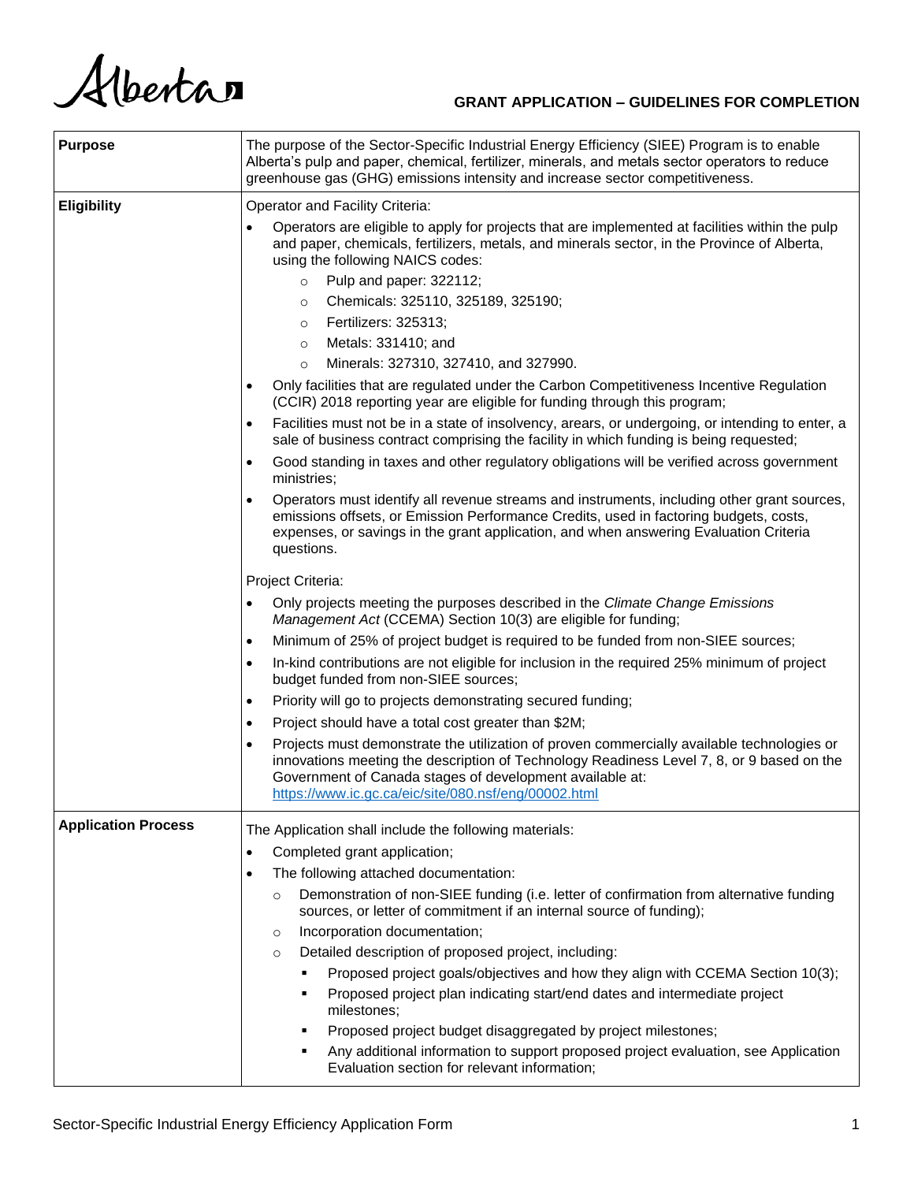# GRANT APPLICATION – GUIDELINES FOR COMPLETION

| **Purpose** | The purpose of the Sector-Specific Industrial Energy Efficiency (SIEE) Program is to enable Alberta's pulp and paper, chemical, fertilizer, minerals, and metals sector operators to reduce greenhouse gas (GHG) emissions intensity and increase sector competitiveness. |
|---|---|
| **Eligibility** | Operator and Facility Criteria:<br>• Operators are eligible to apply for projects that are implemented at facilities within the pulp and paper, chemicals, fertilizers, metals, and minerals sector, in the Province of Alberta, using the following NAICS codes:<br>  ○ Pulp and paper: 322112;<br>  ○ Chemicals: 325110, 325189, 325190;<br>  ○ Fertilizers: 325313;<br>  ○ Metals: 331410; and<br>  ○ Minerals: 327310, 327410, and 327990.<br>• Only facilities that are regulated under the Carbon Competitiveness Incentive Regulation (CCIR) 2018 reporting year are eligible for funding through this program;<br>• Facilities must not be in a state of insolvency, arears, or undergoing, or intending to enter, a sale of business contract comprising the facility in which funding is being requested;<br>• Good standing in taxes and other regulatory obligations will be verified across government ministries;<br>• Operators must identify all revenue streams and instruments, including other grant sources, emissions offsets, or Emission Performance Credits, used in factoring budgets, costs, expenses, or savings in the grant application, and when answering Evaluation Criteria questions.<br><br>Project Criteria:<br>• Only projects meeting the purposes described in the *Climate Change Emissions Management Act* (CCEMA) Section 10(3) are eligible for funding;<br>• Minimum of 25% of project budget is required to be funded from non-SIEE sources;<br>• In-kind contributions are not eligible for inclusion in the required 25% minimum of project budget funded from non-SIEE sources;<br>• Priority will go to projects demonstrating secured funding;<br>• Project should have a total cost greater than $2M;<br>• Projects must demonstrate the utilization of proven commercially available technologies or innovations meeting the description of Technology Readiness Level 7, 8, or 9 based on the Government of Canada stages of development available at: https://www.ic.gc.ca/eic/site/080.nsf/eng/00002.html |
| **Application Process** | The Application shall include the following materials:<br>• Completed grant application;<br>• The following attached documentation:<br>  ○ Demonstration of non-SIEE funding (i.e. letter of confirmation from alternative funding sources, or letter of commitment if an internal source of funding);<br>  ○ Incorporation documentation;<br>  ○ Detailed description of proposed project, including:<br>    ▪ Proposed project goals/objectives and how they align with CCEMA Section 10(3);<br>    ▪ Proposed project plan indicating start/end dates and intermediate project milestones;<br>    ▪ Proposed project budget disaggregated by project milestones;<br>    ▪ Any additional information to support proposed project evaluation, see Application Evaluation section for relevant information; |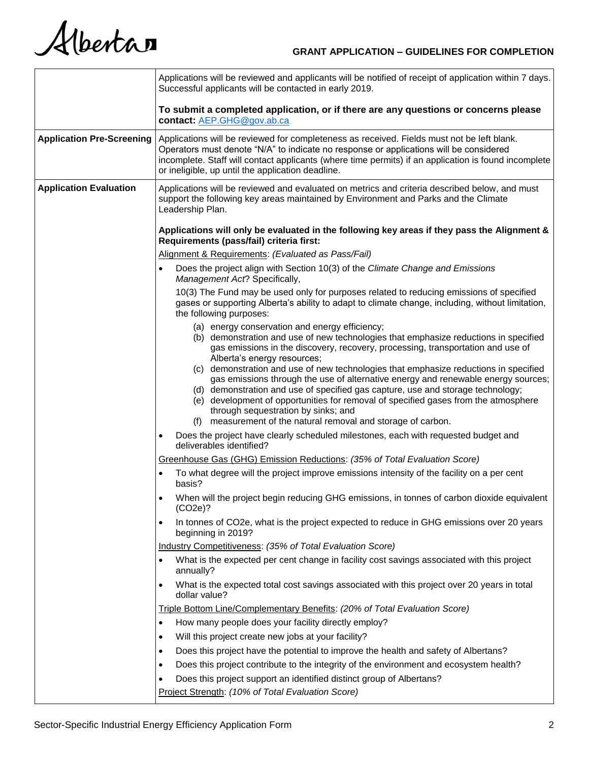| | |
|---|---|
| | Applications will be reviewed and applicants will be notified of receipt of application within 7 days. Successful applicants will be contacted in early 2019.<br><br>**To submit a completed application, or if there are any questions or concerns please contact:** [AEP.GHG@gov.ab.ca](mailto:AEP.GHG@gov.ab.ca) |
| **Application Pre-Screening** | Applications will be reviewed for completeness as received. Fields must not be left blank. Operators must denote "N/A" to indicate no response or applications will be considered incomplete. Staff will contact applicants (where time permits) if an application is found incomplete or ineligible, up until the application deadline. |
| **Application Evaluation** | Applications will be reviewed and evaluated on metrics and criteria described below, and must support the following key areas maintained by Environment and Parks and the Climate Leadership Plan.<br><br>**Applications will only be evaluated in the following key areas if they pass the Alignment & Requirements (pass/fail) criteria first:**<br><br><u>Alignment & Requirements</u>: *(Evaluated as Pass/Fail)*<br>• Does the project align with Section 10(3) of the *Climate Change and Emissions Management Act*? Specifically,<br>10(3) The Fund may be used only for purposes related to reducing emissions of specified gases or supporting Alberta's ability to adapt to climate change, including, without limitation, the following purposes:<br>(a) energy conservation and energy efficiency;<br>(b) demonstration and use of new technologies that emphasize reductions in specified gas emissions in the discovery, recovery, processing, transportation and use of Alberta's energy resources;<br>(c) demonstration and use of new technologies that emphasize reductions in specified gas emissions through the use of alternative energy and renewable energy sources;<br>(d) demonstration and use of specified gas capture, use and storage technology;<br>(e) development of opportunities for removal of specified gases from the atmosphere through sequestration by sinks; and<br>(f) measurement of the natural removal and storage of carbon.<br>• Does the project have clearly scheduled milestones, each with requested budget and deliverables identified?<br><br><u>Greenhouse Gas (GHG) Emission Reductions</u>: *(35% of Total Evaluation Score)*<br>• To what degree will the project improve emissions intensity of the facility on a per cent basis?<br>• When will the project begin reducing GHG emissions, in tonnes of carbon dioxide equivalent ($CO_2e$)?<br>• In tonnes of $CO_2e$, what is the project expected to reduce in GHG emissions over 20 years beginning in 2019?<br><br><u>Industry Competitiveness</u>: *(35% of Total Evaluation Score)*<br>• What is the expected per cent change in facility cost savings associated with this project annually?<br>• What is the expected total cost savings associated with this project over 20 years in total dollar value?<br><br><u>Triple Bottom Line/Complementary Benefits</u>: *(20% of Total Evaluation Score)*<br>• How many people does your facility directly employ?<br>• Will this project create new jobs at your facility?<br>• Does this project have the potential to improve the health and safety of Albertans?<br>• Does this project contribute to the integrity of the environment and ecosystem health?<br>• Does this project support an identified distinct group of Albertans?<br><br><u>Project Strength</u>: *(10% of Total Evaluation Score)* |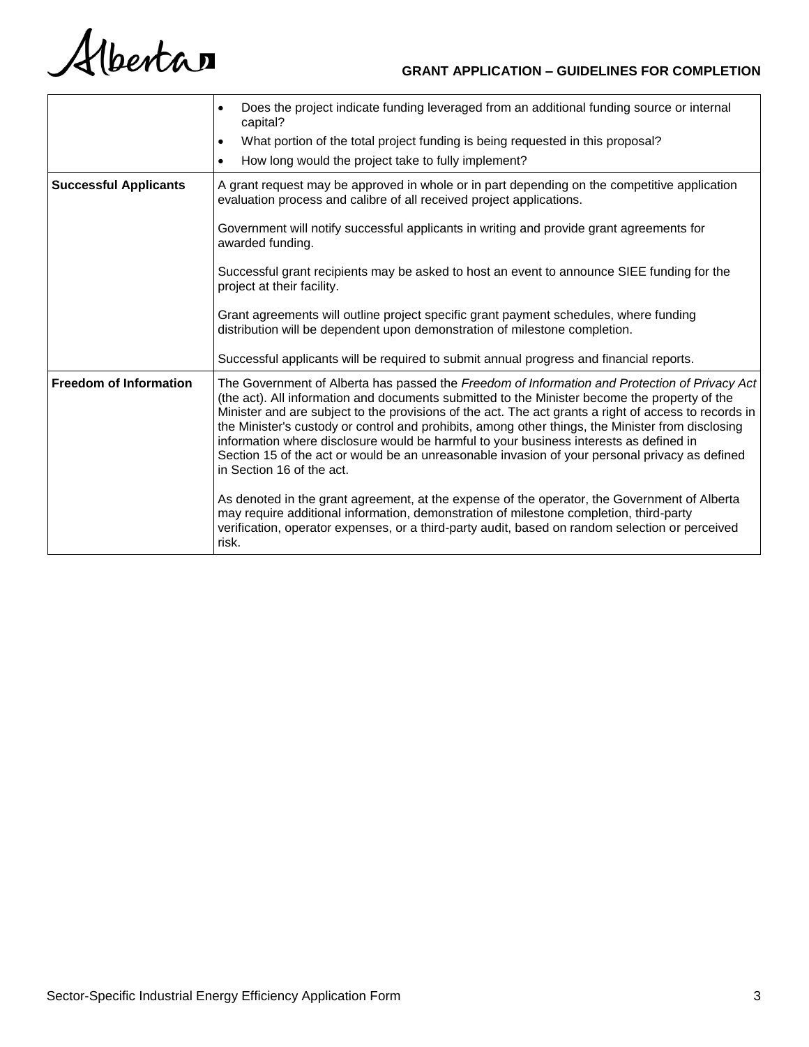| | |
|---|---|
| | • Does the project indicate funding leveraged from an additional funding source or internal capital?<br>• What portion of the total project funding is being requested in this proposal?<br>• How long would the project take to fully implement? |
| **Successful Applicants** | A grant request may be approved in whole or in part depending on the competitive application evaluation process and calibre of all received project applications.<br><br>Government will notify successful applicants in writing and provide grant agreements for awarded funding.<br><br>Successful grant recipients may be asked to host an event to announce SIEE funding for the project at their facility.<br><br>Grant agreements will outline project specific grant payment schedules, where funding distribution will be dependent upon demonstration of milestone completion.<br><br>Successful applicants will be required to submit annual progress and financial reports. |
| **Freedom of Information** | The Government of Alberta has passed the *Freedom of Information and Protection of Privacy Act* (the act). All information and documents submitted to the Minister become the property of the Minister and are subject to the provisions of the act. The act grants a right of access to records in the Minister's custody or control and prohibits, among other things, the Minister from disclosing information where disclosure would be harmful to your business interests as defined in Section 15 of the act or would be an unreasonable invasion of your personal privacy as defined in Section 16 of the act.<br><br>As denoted in the grant agreement, at the expense of the operator, the Government of Alberta may require additional information, demonstration of milestone completion, third-party verification, operator expenses, or a third-party audit, based on random selection or perceived risk. |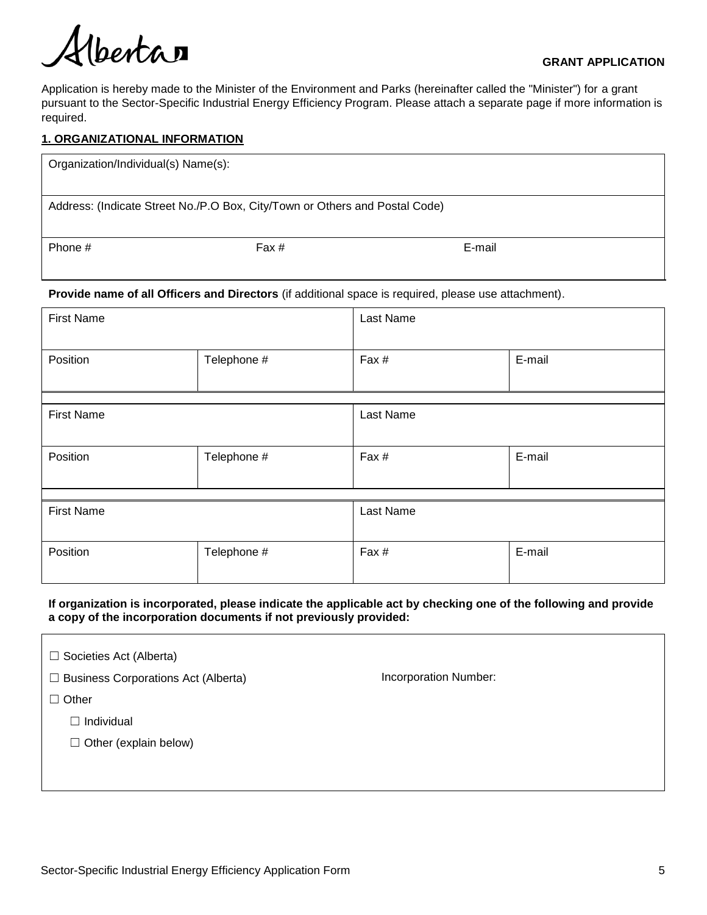Alberta

**GRANT APPLICATION**

Application is hereby made to the Minister of the Environment and Parks (hereinafter called the "Minister") for a grant pursuant to the Sector-Specific Industrial Energy Efficiency Program. Please attach a separate page if more information is required.

## 1. ORGANIZATIONAL INFORMATION

| Organization/Individual(s) Name(s): | | |
|---|---|---|
| Address: (Indicate Street No./P.O Box, City/Town or Others and Postal Code) | | |
| Phone # | Fax # | E-mail |

**Provide name of all Officers and Directors** (if additional space is required, please use attachment).

| First Name | | Last Name | |
|---|---|---|---|
| Position | Telephone # | Fax # | E-mail |

| First Name | | Last Name | |
|---|---|---|---|
| Position | Telephone # | Fax # | E-mail |

| First Name | | Last Name | |
|---|---|---|---|
| Position | Telephone # | Fax # | E-mail |

**If organization is incorporated, please indicate the applicable act by checking one of the following and provide a copy of the incorporation documents if not previously provided:**

☐ Societies Act (Alberta)

☐ Business Corporations Act (Alberta) Incorporation Number:

☐ Other

- ☐ Individual
- ☐ Other (explain below)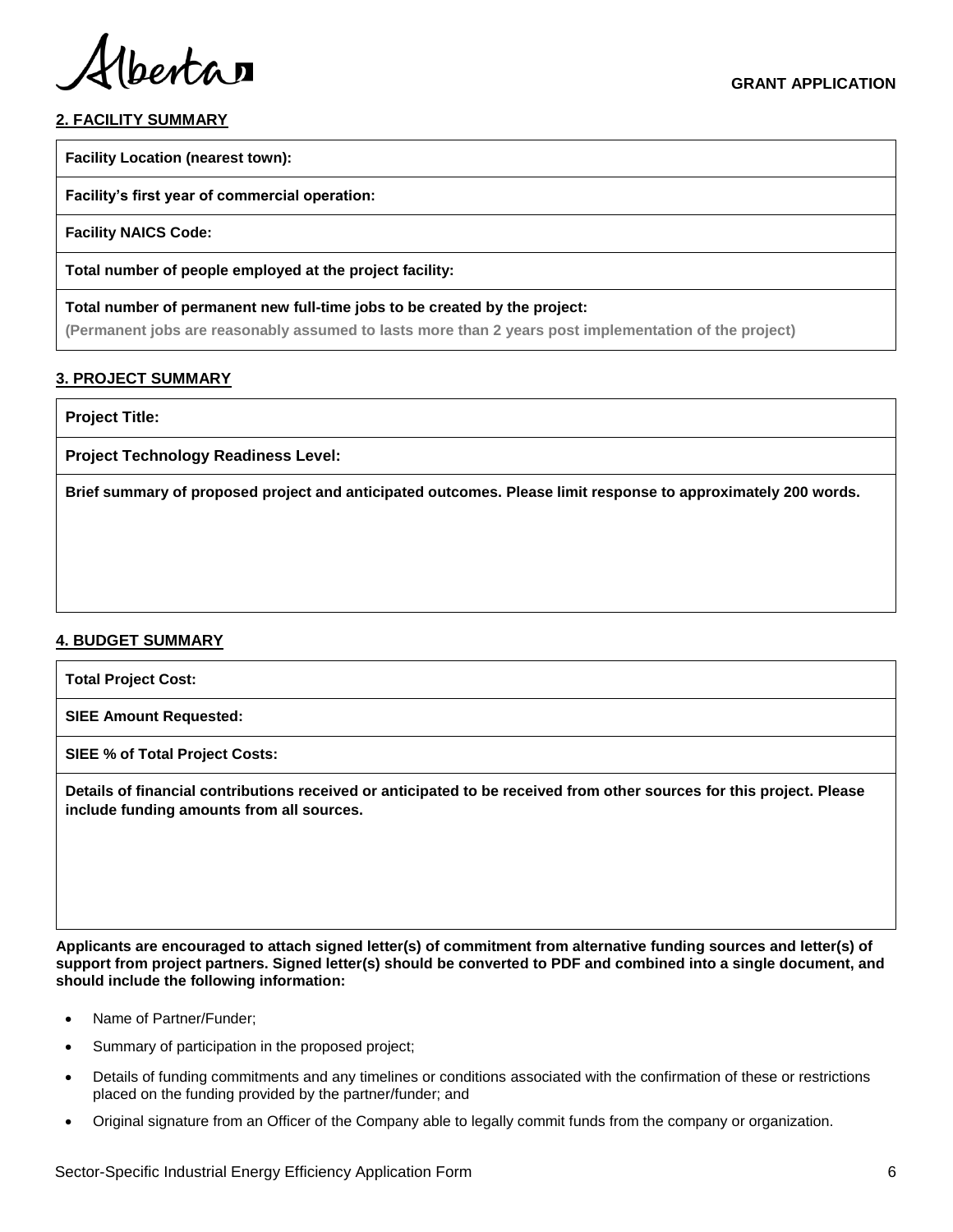## 2. FACILITY SUMMARY

| Facility Location (nearest town): |
|---|
| **Facility's first year of commercial operation:** |
| **Facility NAICS Code:** |
| **Total number of people employed at the project facility:** |
| **Total number of permanent new full-time jobs to be created by the project:** (Permanent jobs are reasonably assumed to lasts more than 2 years post implementation of the project) |

## 3. PROJECT SUMMARY

| Project Title: |
|---|
| **Project Technology Readiness Level:** |
| **Brief summary of proposed project and anticipated outcomes. Please limit response to approximately 200 words.** |

## 4. BUDGET SUMMARY

| Total Project Cost: |
|---|
| **SIEE Amount Requested:** |
| **SIEE % of Total Project Costs:** |
| **Details of financial contributions received or anticipated to be received from other sources for this project. Please include funding amounts from all sources.** |

**Applicants are encouraged to attach signed letter(s) of commitment from alternative funding sources and letter(s) of support from project partners. Signed letter(s) should be converted to PDF and combined into a single document, and should include the following information:**

- Name of Partner/Funder;
- Summary of participation in the proposed project;
- Details of funding commitments and any timelines or conditions associated with the confirmation of these or restrictions placed on the funding provided by the partner/funder; and
- Original signature from an Officer of the Company able to legally commit funds from the company or organization.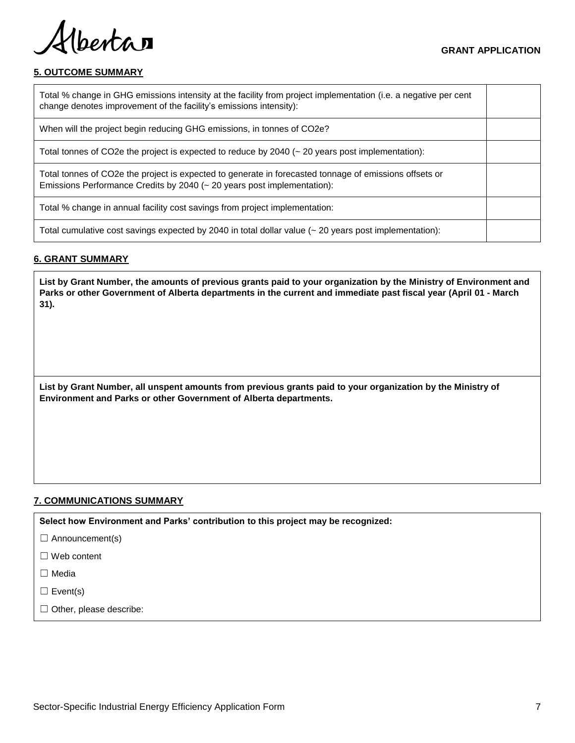## 5. OUTCOME SUMMARY

| | |
|---|---|
| Total % change in GHG emissions intensity at the facility from project implementation (i.e. a negative per cent change denotes improvement of the facility's emissions intensity): | |
| When will the project begin reducing GHG emissions, in tonnes of CO2e? | |
| Total tonnes of CO2e the project is expected to reduce by 2040 (~ 20 years post implementation): | |
| Total tonnes of CO2e the project is expected to generate in forecasted tonnage of emissions offsets or Emissions Performance Credits by 2040 (~ 20 years post implementation): | |
| Total % change in annual facility cost savings from project implementation: | |
| Total cumulative cost savings expected by 2040 in total dollar value (~ 20 years post implementation): | |

## 6. GRANT SUMMARY

**List by Grant Number, the amounts of previous grants paid to your organization by the Ministry of Environment and Parks or other Government of Alberta departments in the current and immediate past fiscal year (April 01 - March 31).**

**List by Grant Number, all unspent amounts from previous grants paid to your organization by the Ministry of Environment and Parks or other Government of Alberta departments.**

## 7. COMMUNICATIONS SUMMARY

**Select how Environment and Parks' contribution to this project may be recognized:**

☐ Announcement(s)

☐ Web content

☐ Media

☐ Event(s)

☐ Other, please describe: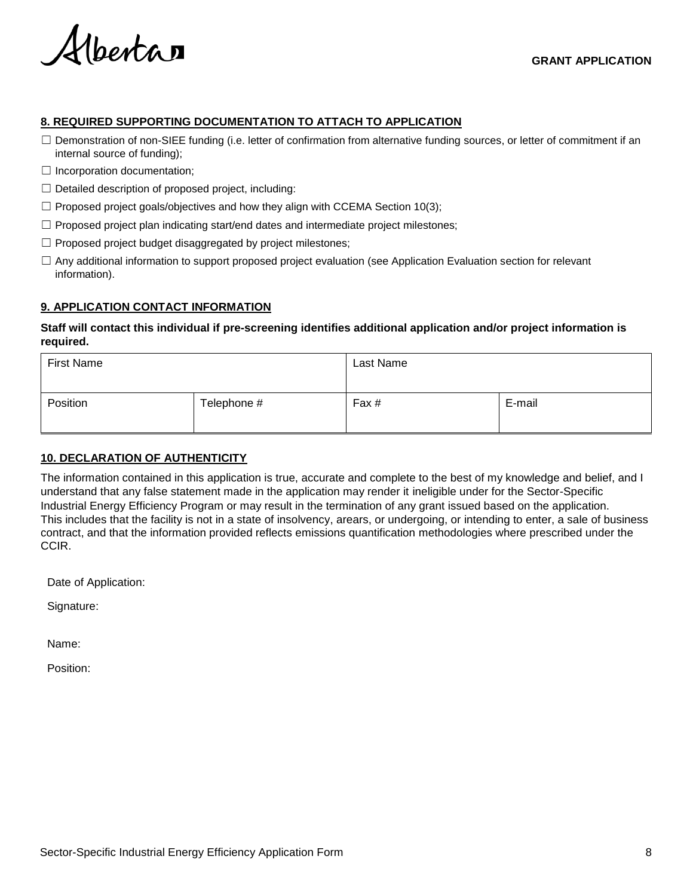## 8. REQUIRED SUPPORTING DOCUMENTATION TO ATTACH TO APPLICATION

- ☐ Demonstration of non-SIEE funding (i.e. letter of confirmation from alternative funding sources, or letter of commitment if an internal source of funding);
- ☐ Incorporation documentation;
- ☐ Detailed description of proposed project, including:
- ☐ Proposed project goals/objectives and how they align with CCEMA Section 10(3);
- ☐ Proposed project plan indicating start/end dates and intermediate project milestones;
- ☐ Proposed project budget disaggregated by project milestones;
- ☐ Any additional information to support proposed project evaluation (see Application Evaluation section for relevant information).

## 9. APPLICATION CONTACT INFORMATION

**Staff will contact this individual if pre-screening identifies additional application and/or project information is required.**

| | | | |
|---|---|---|---|
| First Name | | Last Name | |
| Position | Telephone # | Fax # | E-mail |

## 10. DECLARATION OF AUTHENTICITY

The information contained in this application is true, accurate and complete to the best of my knowledge and belief, and I understand that any false statement made in the application may render it ineligible under for the Sector-Specific Industrial Energy Efficiency Program or may result in the termination of any grant issued based on the application. This includes that the facility is not in a state of insolvency, arears, or undergoing, or intending to enter, a sale of business contract, and that the information provided reflects emissions quantification methodologies where prescribed under the CCIR.

Date of Application:

Signature:

Name:

Position: